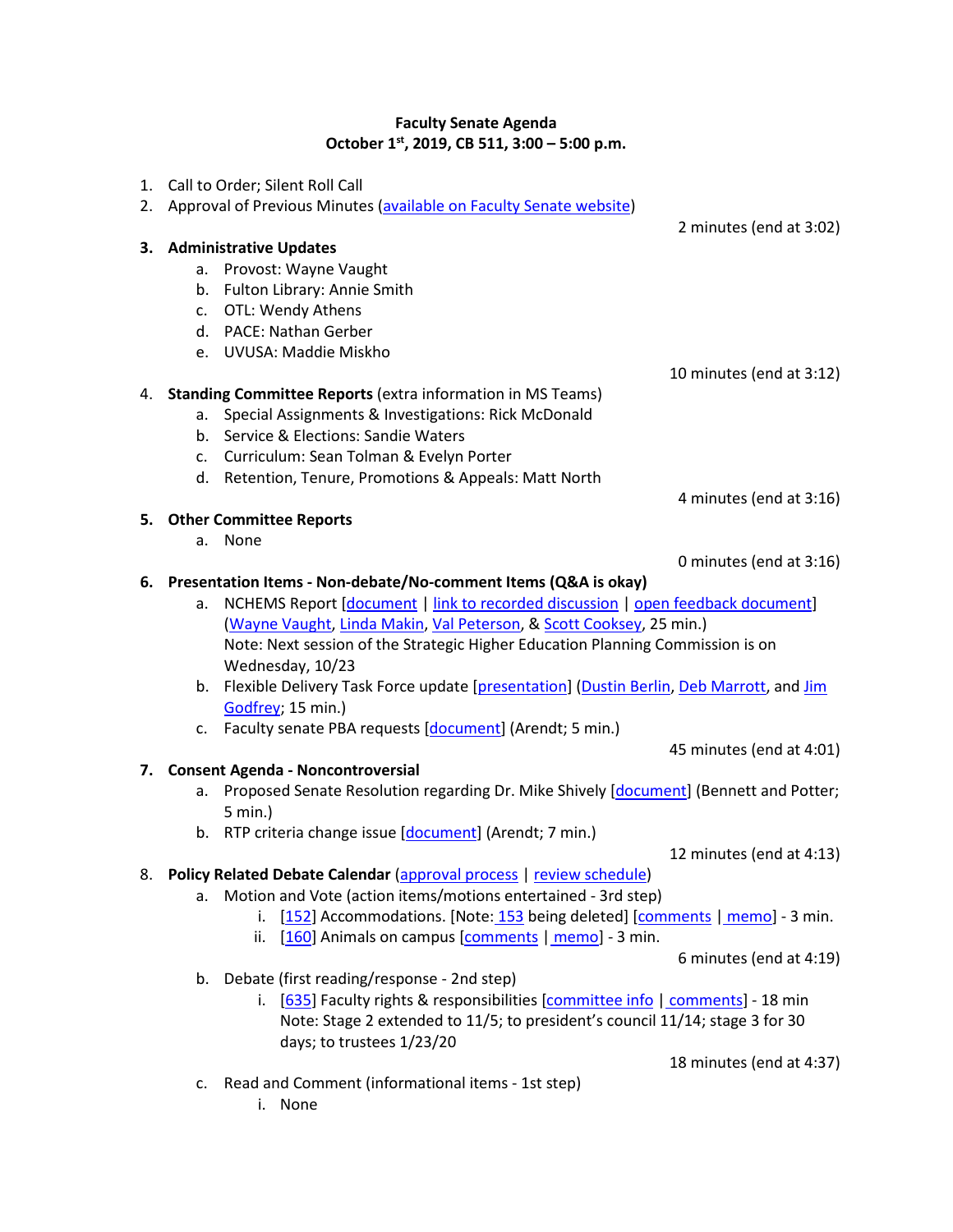# Faculty Senate Agenda

**October 1st, 2019, CB 511, 3:00 – 5:00 p.m.**

1. Call to Order; Silent Roll Call
2. Approval of Previous Minutes (available on Faculty Senate website)

   2 minutes (end at 3:02)

3. **Administrative Updates**
   a. Provost: Wayne Vaught
   b. Fulton Library: Annie Smith
   c. OTL: Wendy Athens
   d. PACE: Nathan Gerber
   e. UVUSA: Maddie Miskho

   10 minutes (end at 3:12)

4. **Standing Committee Reports** (extra information in MS Teams)
   a. Special Assignments & Investigations: Rick McDonald
   b. Service & Elections: Sandie Waters
   c. Curriculum: Sean Tolman & Evelyn Porter
   d. Retention, Tenure, Promotions & Appeals: Matt North

   4 minutes (end at 3:16)

5. **Other Committee Reports**
   a. None

   0 minutes (end at 3:16)

6. **Presentation Items - Non-debate/No-comment Items (Q&A is okay)**
   a. NCHEMS Report [document | link to recorded discussion | open feedback document] (Wayne Vaught, Linda Makin, Val Peterson, & Scott Cooksey, 25 min.)
      Note: Next session of the Strategic Higher Education Planning Commission is on Wednesday, 10/23
   b. Flexible Delivery Task Force update [presentation] (Dustin Berlin, Deb Marrott, and Jim Godfrey; 15 min.)
   c. Faculty senate PBA requests [document] (Arendt; 5 min.)

   45 minutes (end at 4:01)

7. **Consent Agenda - Noncontroversial**
   a. Proposed Senate Resolution regarding Dr. Mike Shively [document] (Bennett and Potter; 5 min.)
   b. RTP criteria change issue [document] (Arendt; 7 min.)

   12 minutes (end at 4:13)

8. **Policy Related Debate Calendar** (approval process | review schedule)
   a. Motion and Vote (action items/motions entertained - 3rd step)
      i. [152] Accommodations. [Note: 153 being deleted] [comments | memo] - 3 min.
      ii. [160] Animals on campus [comments | memo] - 3 min.

      6 minutes (end at 4:19)

   b. Debate (first reading/response - 2nd step)
      i. [635] Faculty rights & responsibilities [committee info | comments] - 18 min
         Note: Stage 2 extended to 11/5; to president's council 11/14; stage 3 for 30 days; to trustees 1/23/20

      18 minutes (end at 4:37)

   c. Read and Comment (informational items - 1st step)
      i. None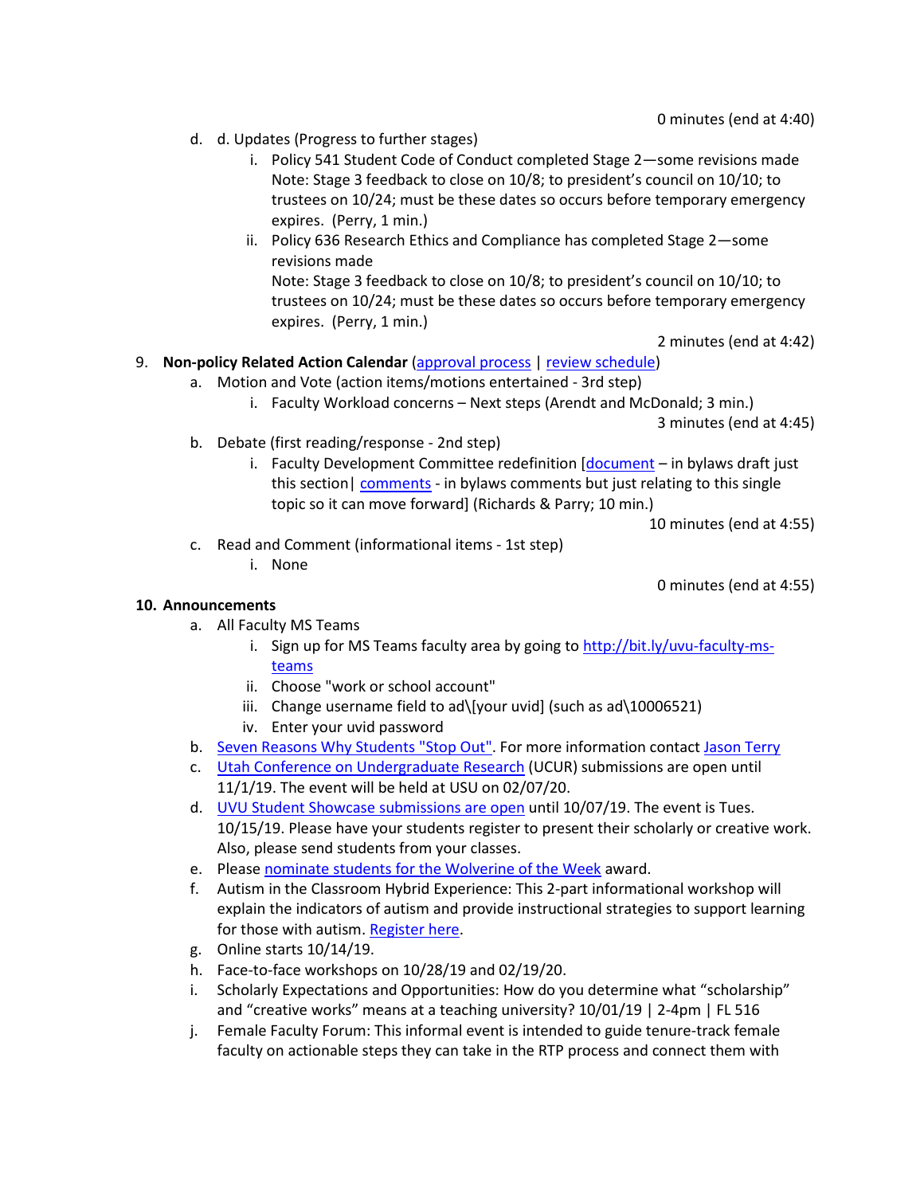0 minutes (end at 4:40)

d. d. Updates (Progress to further stages)
   i. Policy 541 Student Code of Conduct completed Stage 2—some revisions made
      Note: Stage 3 feedback to close on 10/8; to president's council on 10/10; to trustees on 10/24; must be these dates so occurs before temporary emergency expires. (Perry, 1 min.)
   ii. Policy 636 Research Ethics and Compliance has completed Stage 2—some revisions made
      Note: Stage 3 feedback to close on 10/8; to president's council on 10/10; to trustees on 10/24; must be these dates so occurs before temporary emergency expires. (Perry, 1 min.)

2 minutes (end at 4:42)

9. **Non-policy Related Action Calendar** (approval process | review schedule)
   a. Motion and Vote (action items/motions entertained - 3rd step)
      i. Faculty Workload concerns – Next steps (Arendt and McDonald; 3 min.)

      3 minutes (end at 4:45)

   b. Debate (first reading/response - 2nd step)
      i. Faculty Development Committee redefinition [document – in bylaws draft just this section| comments - in bylaws comments but just relating to this single topic so it can move forward] (Richards & Parry; 10 min.)

      10 minutes (end at 4:55)

   c. Read and Comment (informational items - 1st step)
      i. None

      0 minutes (end at 4:55)

10. **Announcements**
    a. All Faculty MS Teams
       i. Sign up for MS Teams faculty area by going to http://bit.ly/uvu-faculty-ms-teams
       ii. Choose "work or school account"
       iii. Change username field to ad\[your uvid] (such as ad\10006521)
       iv. Enter your uvid password
    b. Seven Reasons Why Students "Stop Out". For more information contact Jason Terry
    c. Utah Conference on Undergraduate Research (UCUR) submissions are open until 11/1/19. The event will be held at USU on 02/07/20.
    d. UVU Student Showcase submissions are open until 10/07/19. The event is Tues. 10/15/19. Please have your students register to present their scholarly or creative work. Also, please send students from your classes.
    e. Please nominate students for the Wolverine of the Week award.
    f. Autism in the Classroom Hybrid Experience: This 2-part informational workshop will explain the indicators of autism and provide instructional strategies to support learning for those with autism. Register here.
    g. Online starts 10/14/19.
    h. Face-to-face workshops on 10/28/19 and 02/19/20.
    i. Scholarly Expectations and Opportunities: How do you determine what "scholarship" and "creative works" means at a teaching university? 10/01/19 | 2-4pm | FL 516
    j. Female Faculty Forum: This informal event is intended to guide tenure-track female faculty on actionable steps they can take in the RTP process and connect them with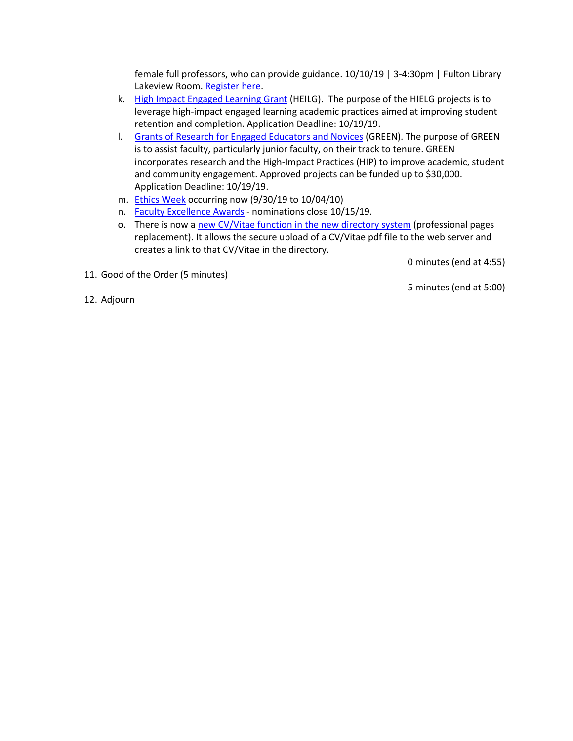female full professors, who can provide guidance. 10/10/19 | 3-4:30pm | Fulton Library Lakeview Room. Register here.

k. High Impact Engaged Learning Grant (HEILG). The purpose of the HIELG projects is to leverage high-impact engaged learning academic practices aimed at improving student retention and completion. Application Deadline: 10/19/19.
l. Grants of Research for Engaged Educators and Novices (GREEN). The purpose of GREEN is to assist faculty, particularly junior faculty, on their track to tenure. GREEN incorporates research and the High-Impact Practices (HIP) to improve academic, student and community engagement. Approved projects can be funded up to $30,000. Application Deadline: 10/19/19.
m. Ethics Week occurring now (9/30/19 to 10/04/10)
n. Faculty Excellence Awards - nominations close 10/15/19.
o. There is now a new CV/Vitae function in the new directory system (professional pages replacement). It allows the secure upload of a CV/Vitae pdf file to the web server and creates a link to that CV/Vitae in the directory.

0 minutes (end at 4:55)

11. Good of the Order (5 minutes)

5 minutes (end at 5:00)

12. Adjourn